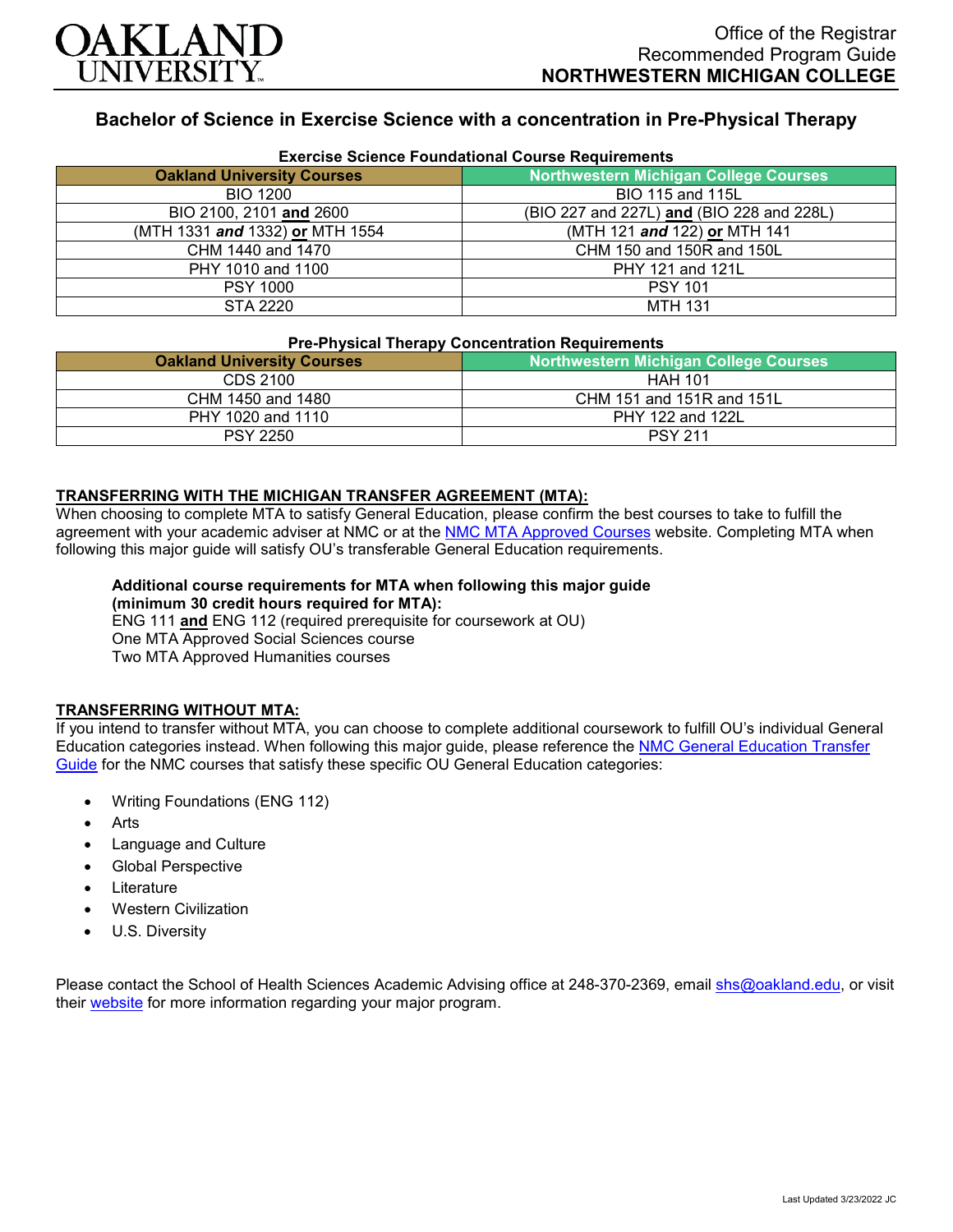Office of the Registrar
Recommended Program Guide
**NORTHWESTERN MICHIGAN COLLEGE**

## Bachelor of Science in Exercise Science with a concentration in Pre-Physical Therapy

### Exercise Science Foundational Course Requirements

| Oakland University Courses | Northwestern Michigan College Courses |
|---|---|
| BIO 1200 | BIO 115 and 115L |
| BIO 2100, 2101 **and** 2600 | (BIO 227 and 227L) **and** (BIO 228 and 228L) |
| (MTH 1331 ***and*** 1332) **or** MTH 1554 | (MTH 121 ***and*** 122) **or** MTH 141 |
| CHM 1440 and 1470 | CHM 150 and 150R and 150L |
| PHY 1010 and 1100 | PHY 121 and 121L |
| PSY 1000 | PSY 101 |
| STA 2220 | MTH 131 |

### Pre-Physical Therapy Concentration Requirements

| Oakland University Courses | Northwestern Michigan College Courses |
|---|---|
| CDS 2100 | HAH 101 |
| CHM 1450 and 1480 | CHM 151 and 151R and 151L |
| PHY 1020 and 1110 | PHY 122 and 122L |
| PSY 2250 | PSY 211 |

**TRANSFERRING WITH THE MICHIGAN TRANSFER AGREEMENT (MTA):**
When choosing to complete MTA to satisfy General Education, please confirm the best courses to take to fulfill the agreement with your academic adviser at NMC or at the NMC MTA Approved Courses website. Completing MTA when following this major guide will satisfy OU's transferable General Education requirements.

**Additional course requirements for MTA when following this major guide (minimum 30 credit hours required for MTA):**
ENG 111 **and** ENG 112 (required prerequisite for coursework at OU)
One MTA Approved Social Sciences course
Two MTA Approved Humanities courses

**TRANSFERRING WITHOUT MTA:**
If you intend to transfer without MTA, you can choose to complete additional coursework to fulfill OU's individual General Education categories instead. When following this major guide, please reference the NMC General Education Transfer Guide for the NMC courses that satisfy these specific OU General Education categories:

- Writing Foundations (ENG 112)
- Arts
- Language and Culture
- Global Perspective
- Literature
- Western Civilization
- U.S. Diversity

Please contact the School of Health Sciences Academic Advising office at 248-370-2369, email shs@oakland.edu, or visit their website for more information regarding your major program.

Last Updated 3/23/2022 JC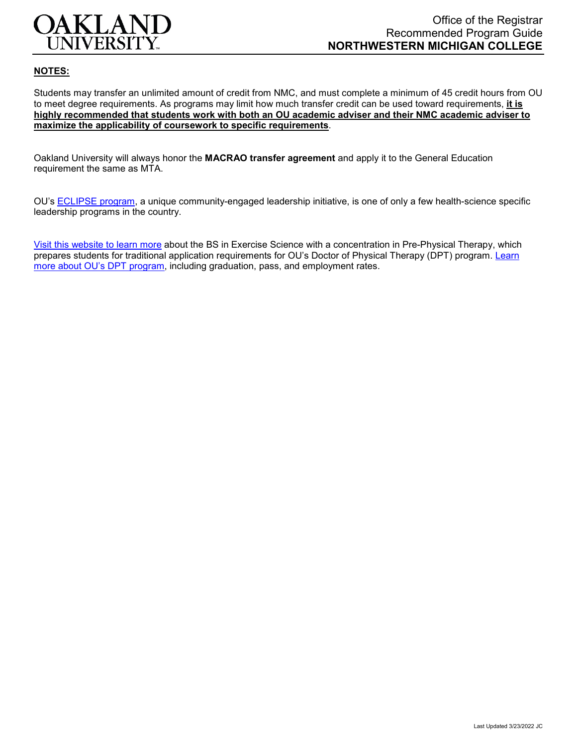**NOTES:**

Students may transfer an unlimited amount of credit from NMC, and must complete a minimum of 45 credit hours from OU to meet degree requirements. As programs may limit how much transfer credit can be used toward requirements, **it is highly recommended that students work with both an OU academic adviser and their NMC academic adviser to maximize the applicability of coursework to specific requirements**.

Oakland University will always honor the **MACRAO transfer agreement** and apply it to the General Education requirement the same as MTA.

OU's ECLIPSE program, a unique community-engaged leadership initiative, is one of only a few health-science specific leadership programs in the country.

Visit this website to learn more about the BS in Exercise Science with a concentration in Pre-Physical Therapy, which prepares students for traditional application requirements for OU's Doctor of Physical Therapy (DPT) program. Learn more about OU's DPT program, including graduation, pass, and employment rates.

Last Updated 3/23/2022 JC